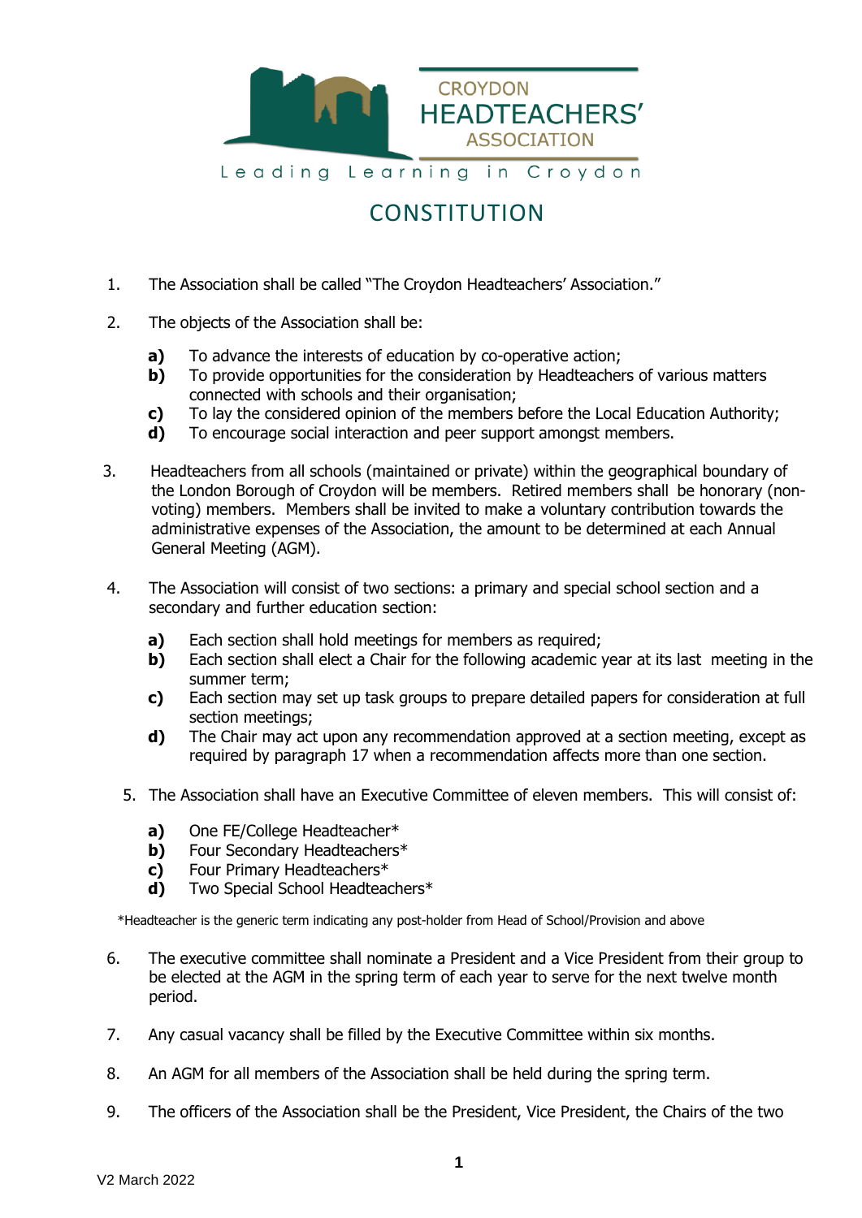CROYDON
HEADTEACHERS'
ASSOCIATION

Leading Learning in Croydon

# CONSTITUTION

1. The Association shall be called "The Croydon Headteachers' Association."

2. The objects of the Association shall be:

   **a)** To advance the interests of education by co-operative action;
   **b)** To provide opportunities for the consideration by Headteachers of various matters connected with schools and their organisation;
   **c)** To lay the considered opinion of the members before the Local Education Authority;
   **d)** To encourage social interaction and peer support amongst members.

3. Headteachers from all schools (maintained or private) within the geographical boundary of the London Borough of Croydon will be members. Retired members shall be honorary (non-voting) members. Members shall be invited to make a voluntary contribution towards the administrative expenses of the Association, the amount to be determined at each Annual General Meeting (AGM).

4. The Association will consist of two sections: a primary and special school section and a secondary and further education section:

   **a)** Each section shall hold meetings for members as required;
   **b)** Each section shall elect a Chair for the following academic year at its last meeting in the summer term;
   **c)** Each section may set up task groups to prepare detailed papers for consideration at full section meetings;
   **d)** The Chair may act upon any recommendation approved at a section meeting, except as required by paragraph 17 when a recommendation affects more than one section.

5. The Association shall have an Executive Committee of eleven members. This will consist of:

   **a)** One FE/College Headteacher*
   **b)** Four Secondary Headteachers*
   **c)** Four Primary Headteachers*
   **d)** Two Special School Headteachers*

*Headteacher is the generic term indicating any post-holder from Head of School/Provision and above

6. The executive committee shall nominate a President and a Vice President from their group to be elected at the AGM in the spring term of each year to serve for the next twelve month period.

7. Any casual vacancy shall be filled by the Executive Committee within six months.

8. An AGM for all members of the Association shall be held during the spring term.

9. The officers of the Association shall be the President, Vice President, the Chairs of the two

V2 March 2022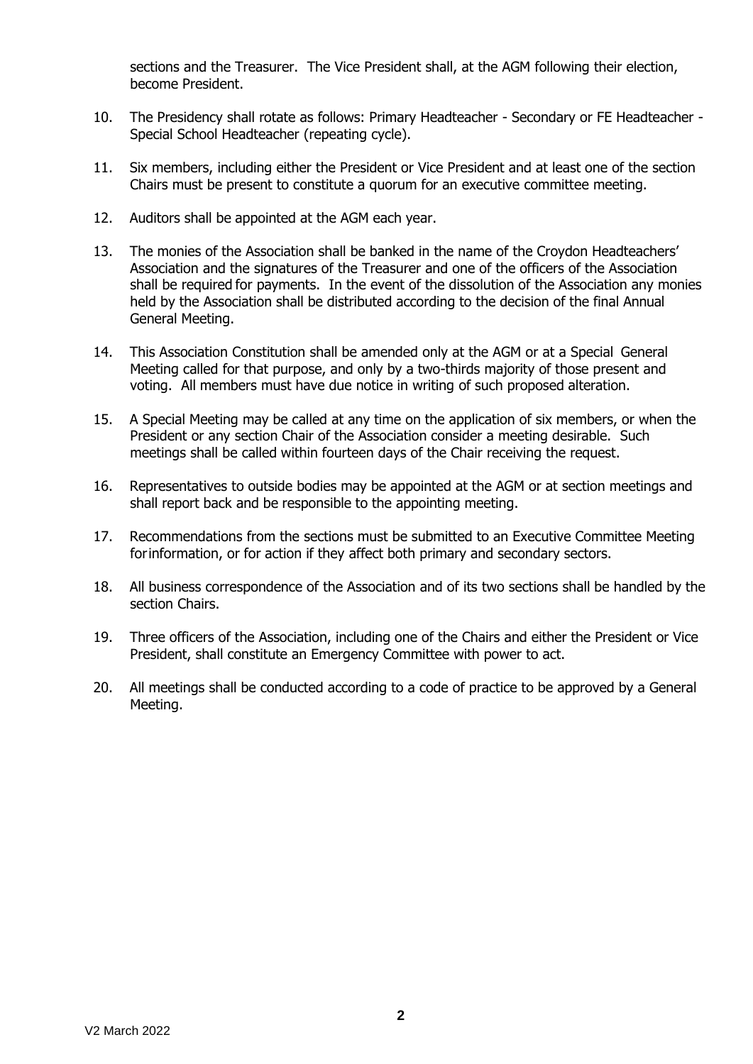sections and the Treasurer. The Vice President shall, at the AGM following their election, become President.

10. The Presidency shall rotate as follows: Primary Headteacher - Secondary or FE Headteacher - Special School Headteacher (repeating cycle).

11. Six members, including either the President or Vice President and at least one of the section Chairs must be present to constitute a quorum for an executive committee meeting.

12. Auditors shall be appointed at the AGM each year.

13. The monies of the Association shall be banked in the name of the Croydon Headteachers' Association and the signatures of the Treasurer and one of the officers of the Association shall be required for payments. In the event of the dissolution of the Association any monies held by the Association shall be distributed according to the decision of the final Annual General Meeting.

14. This Association Constitution shall be amended only at the AGM or at a Special General Meeting called for that purpose, and only by a two-thirds majority of those present and voting. All members must have due notice in writing of such proposed alteration.

15. A Special Meeting may be called at any time on the application of six members, or when the President or any section Chair of the Association consider a meeting desirable. Such meetings shall be called within fourteen days of the Chair receiving the request.

16. Representatives to outside bodies may be appointed at the AGM or at section meetings and shall report back and be responsible to the appointing meeting.

17. Recommendations from the sections must be submitted to an Executive Committee Meeting for information, or for action if they affect both primary and secondary sectors.

18. All business correspondence of the Association and of its two sections shall be handled by the section Chairs.

19. Three officers of the Association, including one of the Chairs and either the President or Vice President, shall constitute an Emergency Committee with power to act.

20. All meetings shall be conducted according to a code of practice to be approved by a General Meeting.

V2 March 2022